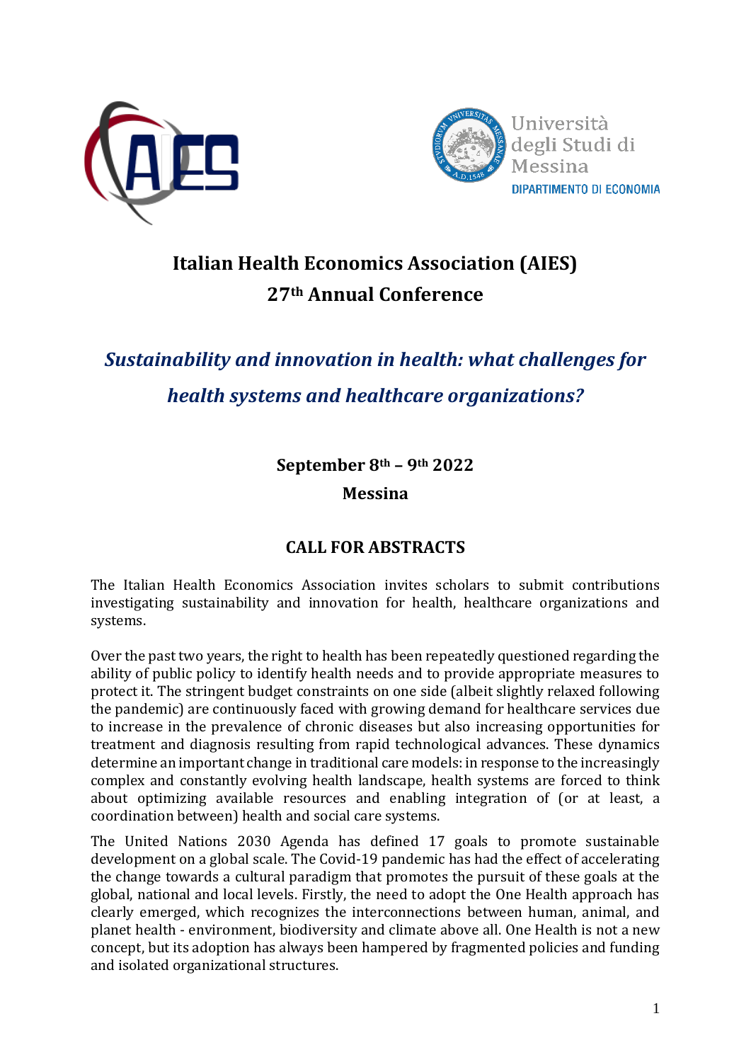# Italian Health Economics Association (AIES)
# 27th Annual Conference

## *Sustainability and innovation in health: what challenges for health systems and healthcare organizations?*

**September 8th – 9th 2022**

**Messina**

## CALL FOR ABSTRACTS

The Italian Health Economics Association invites scholars to submit contributions investigating sustainability and innovation for health, healthcare organizations and systems.

Over the past two years, the right to health has been repeatedly questioned regarding the ability of public policy to identify health needs and to provide appropriate measures to protect it. The stringent budget constraints on one side (albeit slightly relaxed following the pandemic) are continuously faced with growing demand for healthcare services due to increase in the prevalence of chronic diseases but also increasing opportunities for treatment and diagnosis resulting from rapid technological advances. These dynamics determine an important change in traditional care models: in response to the increasingly complex and constantly evolving health landscape, health systems are forced to think about optimizing available resources and enabling integration of (or at least, a coordination between) health and social care systems.

The United Nations 2030 Agenda has defined 17 goals to promote sustainable development on a global scale. The Covid-19 pandemic has had the effect of accelerating the change towards a cultural paradigm that promotes the pursuit of these goals at the global, national and local levels. Firstly, the need to adopt the One Health approach has clearly emerged, which recognizes the interconnections between human, animal, and planet health - environment, biodiversity and climate above all. One Health is not a new concept, but its adoption has always been hampered by fragmented policies and funding and isolated organizational structures.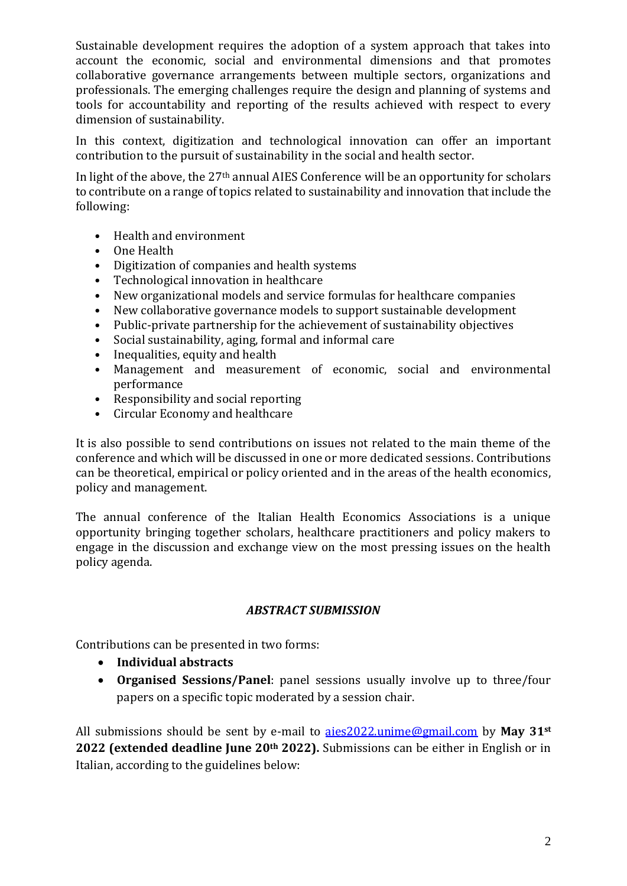Sustainable development requires the adoption of a system approach that takes into account the economic, social and environmental dimensions and that promotes collaborative governance arrangements between multiple sectors, organizations and professionals. The emerging challenges require the design and planning of systems and tools for accountability and reporting of the results achieved with respect to every dimension of sustainability.

In this context, digitization and technological innovation can offer an important contribution to the pursuit of sustainability in the social and health sector.

In light of the above, the 27th annual AIES Conference will be an opportunity for scholars to contribute on a range of topics related to sustainability and innovation that include the following:

- Health and environment
- One Health
- Digitization of companies and health systems
- Technological innovation in healthcare
- New organizational models and service formulas for healthcare companies
- New collaborative governance models to support sustainable development
- Public-private partnership for the achievement of sustainability objectives
- Social sustainability, aging, formal and informal care
- Inequalities, equity and health
- Management and measurement of economic, social and environmental performance
- Responsibility and social reporting
- Circular Economy and healthcare

It is also possible to send contributions on issues not related to the main theme of the conference and which will be discussed in one or more dedicated sessions. Contributions can be theoretical, empirical or policy oriented and in the areas of the health economics, policy and management.

The annual conference of the Italian Health Economics Associations is a unique opportunity bringing together scholars, healthcare practitioners and policy makers to engage in the discussion and exchange view on the most pressing issues on the health policy agenda.

### *ABSTRACT SUBMISSION*

Contributions can be presented in two forms:

- **Individual abstracts**
- **Organised Sessions/Panel**: panel sessions usually involve up to three/four papers on a specific topic moderated by a session chair.

All submissions should be sent by e-mail to aies2022.unime@gmail.com by **May 31st 2022 (extended deadline June 20th 2022).** Submissions can be either in English or in Italian, according to the guidelines below: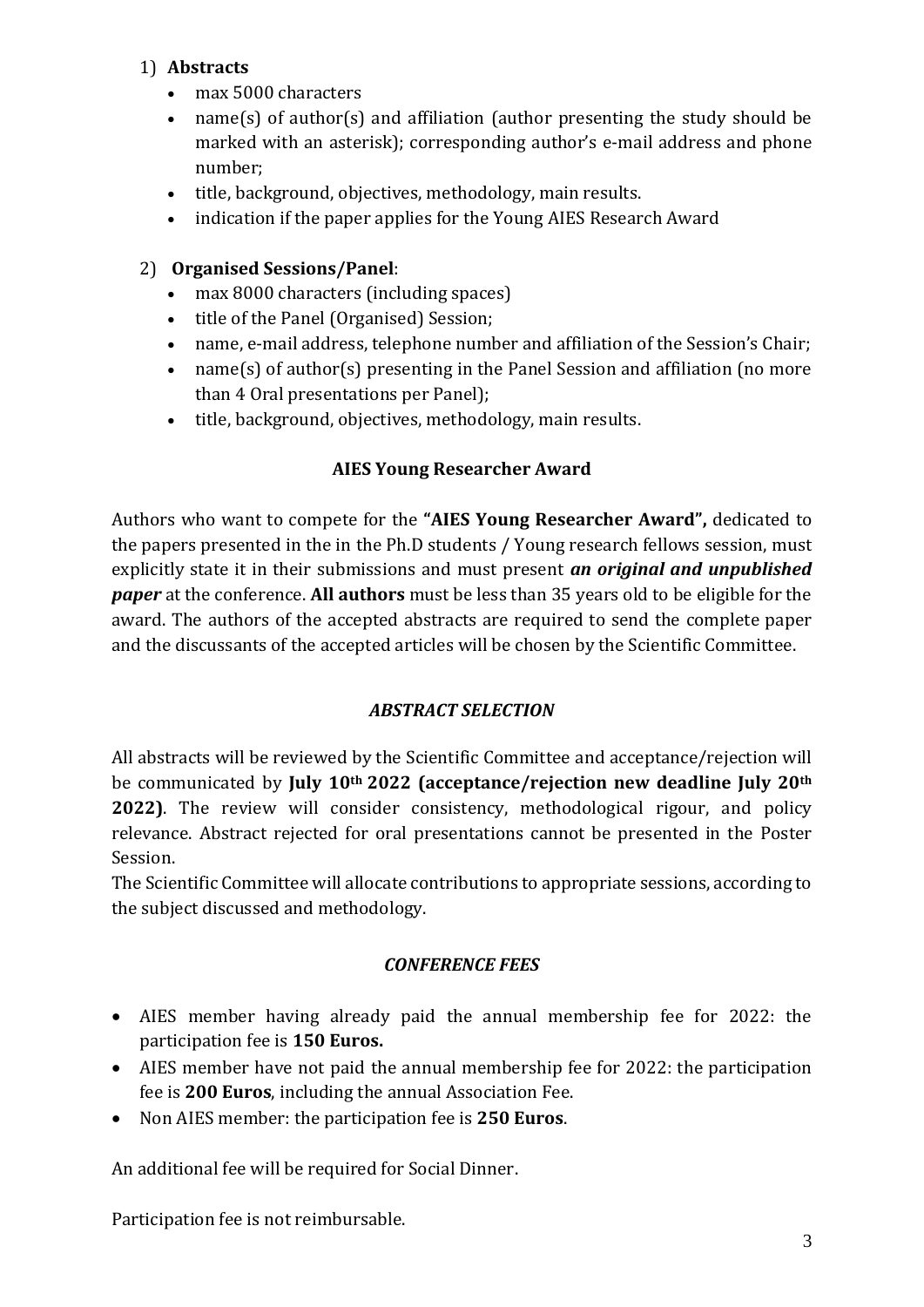1) **Abstracts**
   - max 5000 characters
   - name(s) of author(s) and affiliation (author presenting the study should be marked with an asterisk); corresponding author's e-mail address and phone number;
   - title, background, objectives, methodology, main results.
   - indication if the paper applies for the Young AIES Research Award

2) **Organised Sessions/Panel**:
   - max 8000 characters (including spaces)
   - title of the Panel (Organised) Session;
   - name, e-mail address, telephone number and affiliation of the Session's Chair;
   - name(s) of author(s) presenting in the Panel Session and affiliation (no more than 4 Oral presentations per Panel);
   - title, background, objectives, methodology, main results.

### AIES Young Researcher Award

Authors who want to compete for the **"AIES Young Researcher Award",** dedicated to the papers presented in the in the Ph.D students / Young research fellows session, must explicitly state it in their submissions and must present ***an original and unpublished paper*** at the conference. **All authors** must be less than 35 years old to be eligible for the award. The authors of the accepted abstracts are required to send the complete paper and the discussants of the accepted articles will be chosen by the Scientific Committee.

### *ABSTRACT SELECTION*

All abstracts will be reviewed by the Scientific Committee and acceptance/rejection will be communicated by **July 10th 2022 (acceptance/rejection new deadline July 20th 2022)**. The review will consider consistency, methodological rigour, and policy relevance. Abstract rejected for oral presentations cannot be presented in the Poster Session.

The Scientific Committee will allocate contributions to appropriate sessions, according to the subject discussed and methodology.

### *CONFERENCE FEES*

- AIES member having already paid the annual membership fee for 2022: the participation fee is **150 Euros.**
- AIES member have not paid the annual membership fee for 2022: the participation fee is **200 Euros**, including the annual Association Fee.
- Non AIES member: the participation fee is **250 Euros**.

An additional fee will be required for Social Dinner.

Participation fee is not reimbursable.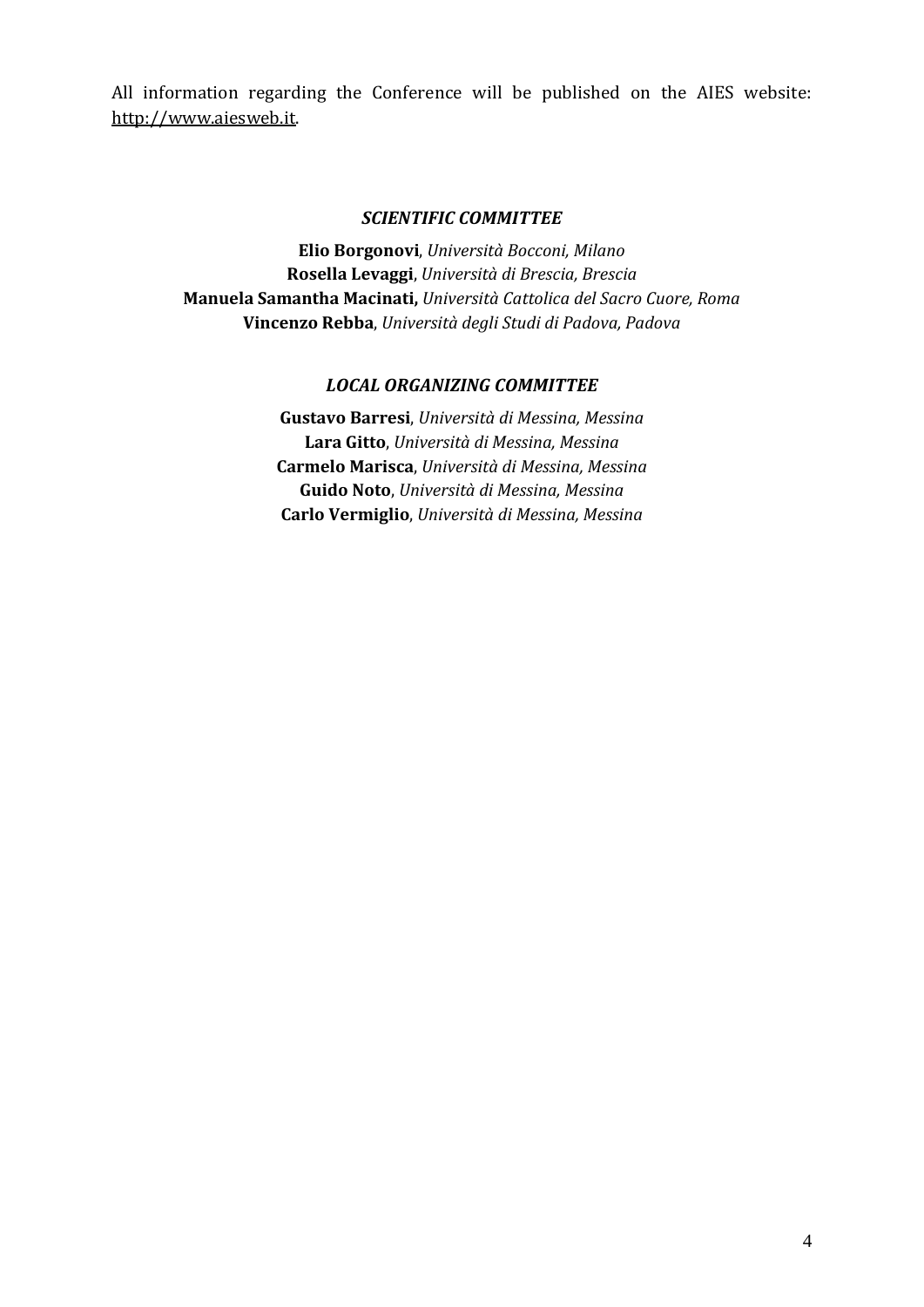All information regarding the Conference will be published on the AIES website: http://www.aiesweb.it.

### *SCIENTIFIC COMMITTEE*

**Elio Borgonovi**, *Università Bocconi, Milano*
**Rosella Levaggi**, *Università di Brescia, Brescia*
**Manuela Samantha Macinati,** *Università Cattolica del Sacro Cuore, Roma*
**Vincenzo Rebba**, *Università degli Studi di Padova, Padova*

### *LOCAL ORGANIZING COMMITTEE*

**Gustavo Barresi**, *Università di Messina, Messina*
**Lara Gitto**, *Università di Messina, Messina*
**Carmelo Marisca**, *Università di Messina, Messina*
**Guido Noto**, *Università di Messina, Messina*
**Carlo Vermiglio**, *Università di Messina, Messina*